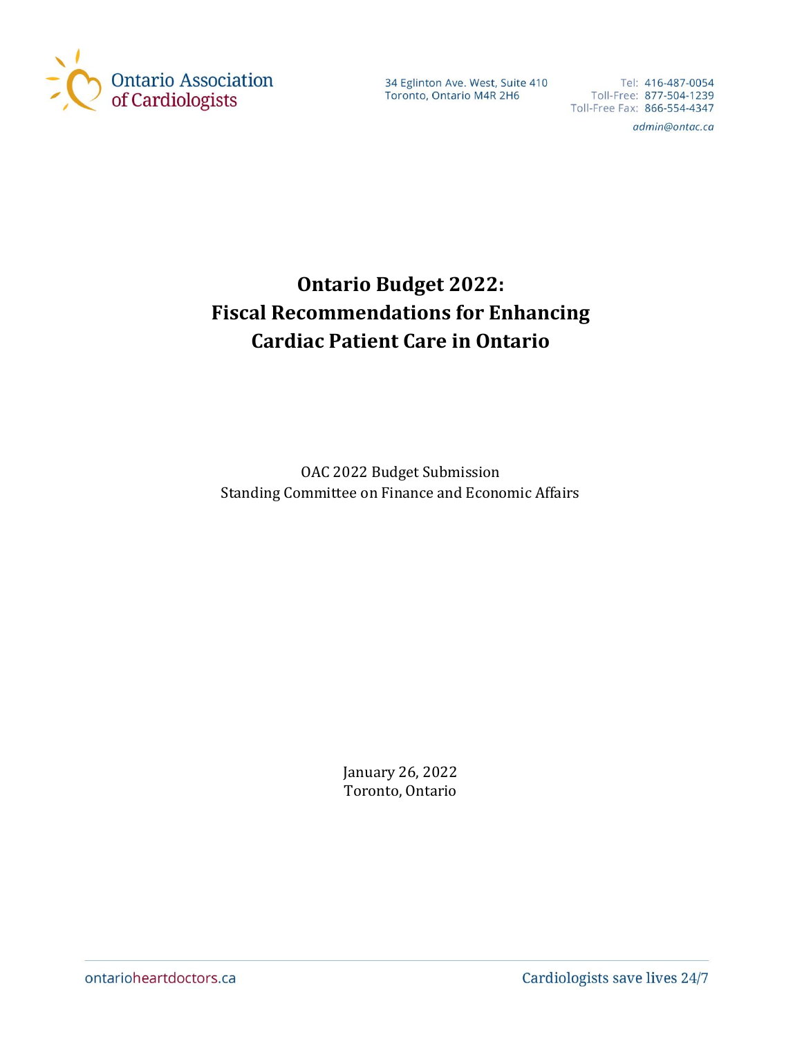Ontario Association of Cardiologists

34 Eglinton Ave. West, Suite 410
Toronto, Ontario M4R 2H6

Tel: 416-487-0054
Toll-Free: 877-504-1239
Toll-Free Fax: 866-554-4347
*admin@ontac.ca*

# Ontario Budget 2022: Fiscal Recommendations for Enhancing Cardiac Patient Care in Ontario

OAC 2022 Budget Submission
Standing Committee on Finance and Economic Affairs

January 26, 2022
Toronto, Ontario

ontarioheartdoctors.ca

Cardiologists save lives 24/7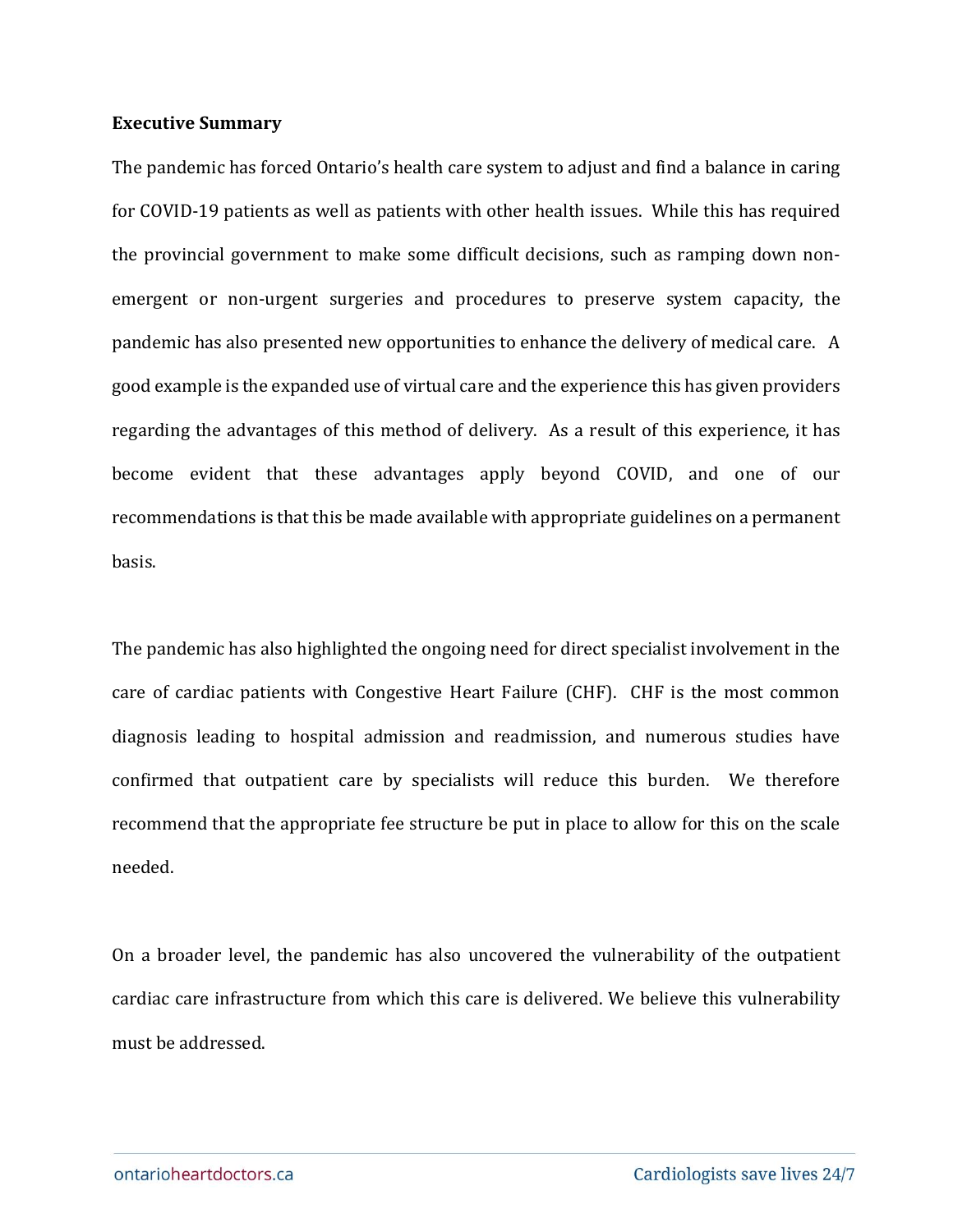**Executive Summary**

The pandemic has forced Ontario's health care system to adjust and find a balance in caring for COVID-19 patients as well as patients with other health issues. While this has required the provincial government to make some difficult decisions, such as ramping down non-emergent or non-urgent surgeries and procedures to preserve system capacity, the pandemic has also presented new opportunities to enhance the delivery of medical care. A good example is the expanded use of virtual care and the experience this has given providers regarding the advantages of this method of delivery. As a result of this experience, it has become evident that these advantages apply beyond COVID, and one of our recommendations is that this be made available with appropriate guidelines on a permanent basis.

The pandemic has also highlighted the ongoing need for direct specialist involvement in the care of cardiac patients with Congestive Heart Failure (CHF). CHF is the most common diagnosis leading to hospital admission and readmission, and numerous studies have confirmed that outpatient care by specialists will reduce this burden. We therefore recommend that the appropriate fee structure be put in place to allow for this on the scale needed.

On a broader level, the pandemic has also uncovered the vulnerability of the outpatient cardiac care infrastructure from which this care is delivered. We believe this vulnerability must be addressed.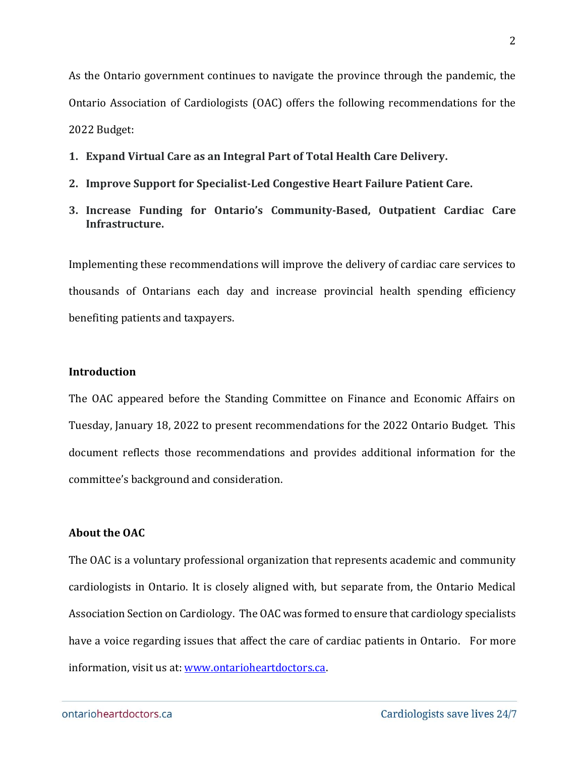As the Ontario government continues to navigate the province through the pandemic, the Ontario Association of Cardiologists (OAC) offers the following recommendations for the 2022 Budget:

1. **Expand Virtual Care as an Integral Part of Total Health Care Delivery.**
2. **Improve Support for Specialist-Led Congestive Heart Failure Patient Care.**
3. **Increase Funding for Ontario's Community-Based, Outpatient Cardiac Care Infrastructure.**

Implementing these recommendations will improve the delivery of cardiac care services to thousands of Ontarians each day and increase provincial health spending efficiency benefiting patients and taxpayers.

## Introduction

The OAC appeared before the Standing Committee on Finance and Economic Affairs on Tuesday, January 18, 2022 to present recommendations for the 2022 Ontario Budget. This document reflects those recommendations and provides additional information for the committee's background and consideration.

## About the OAC

The OAC is a voluntary professional organization that represents academic and community cardiologists in Ontario. It is closely aligned with, but separate from, the Ontario Medical Association Section on Cardiology. The OAC was formed to ensure that cardiology specialists have a voice regarding issues that affect the care of cardiac patients in Ontario. For more information, visit us at: [www.ontarioheartdoctors.ca](http://www.ontarioheartdoctors.ca).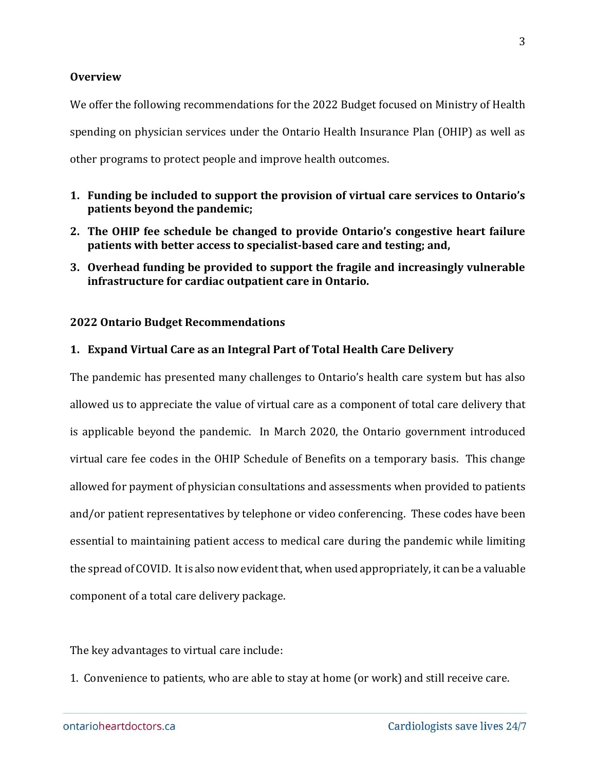**Overview**

We offer the following recommendations for the 2022 Budget focused on Ministry of Health spending on physician services under the Ontario Health Insurance Plan (OHIP) as well as other programs to protect people and improve health outcomes.

1. **Funding be included to support the provision of virtual care services to Ontario's patients beyond the pandemic;**
2. **The OHIP fee schedule be changed to provide Ontario's congestive heart failure patients with better access to specialist-based care and testing; and,**
3. **Overhead funding be provided to support the fragile and increasingly vulnerable infrastructure for cardiac outpatient care in Ontario.**

**2022 Ontario Budget Recommendations**

**1. Expand Virtual Care as an Integral Part of Total Health Care Delivery**

The pandemic has presented many challenges to Ontario's health care system but has also allowed us to appreciate the value of virtual care as a component of total care delivery that is applicable beyond the pandemic. In March 2020, the Ontario government introduced virtual care fee codes in the OHIP Schedule of Benefits on a temporary basis. This change allowed for payment of physician consultations and assessments when provided to patients and/or patient representatives by telephone or video conferencing. These codes have been essential to maintaining patient access to medical care during the pandemic while limiting the spread of COVID. It is also now evident that, when used appropriately, it can be a valuable component of a total care delivery package.

The key advantages to virtual care include:

1. Convenience to patients, who are able to stay at home (or work) and still receive care.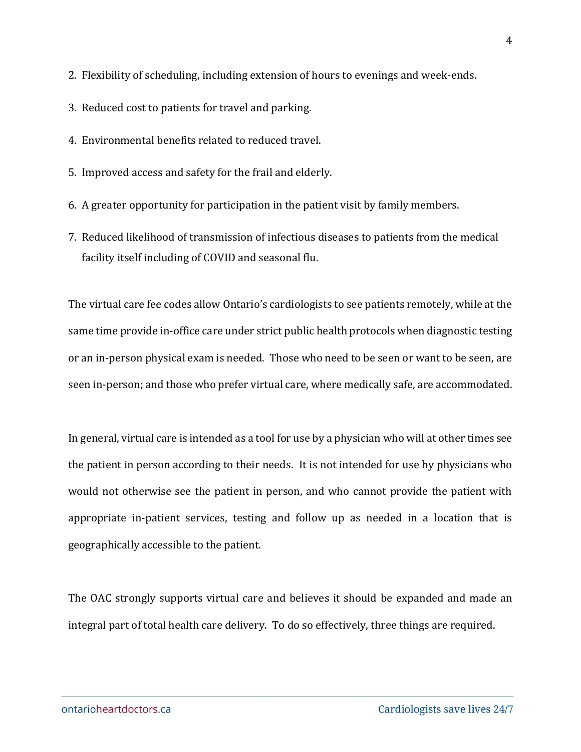2. Flexibility of scheduling, including extension of hours to evenings and week-ends.
3. Reduced cost to patients for travel and parking.
4. Environmental benefits related to reduced travel.
5. Improved access and safety for the frail and elderly.
6. A greater opportunity for participation in the patient visit by family members.
7. Reduced likelihood of transmission of infectious diseases to patients from the medical facility itself including of COVID and seasonal flu.

The virtual care fee codes allow Ontario's cardiologists to see patients remotely, while at the same time provide in-office care under strict public health protocols when diagnostic testing or an in-person physical exam is needed. Those who need to be seen or want to be seen, are seen in-person; and those who prefer virtual care, where medically safe, are accommodated.

In general, virtual care is intended as a tool for use by a physician who will at other times see the patient in person according to their needs. It is not intended for use by physicians who would not otherwise see the patient in person, and who cannot provide the patient with appropriate in-patient services, testing and follow up as needed in a location that is geographically accessible to the patient.

The OAC strongly supports virtual care and believes it should be expanded and made an integral part of total health care delivery. To do so effectively, three things are required.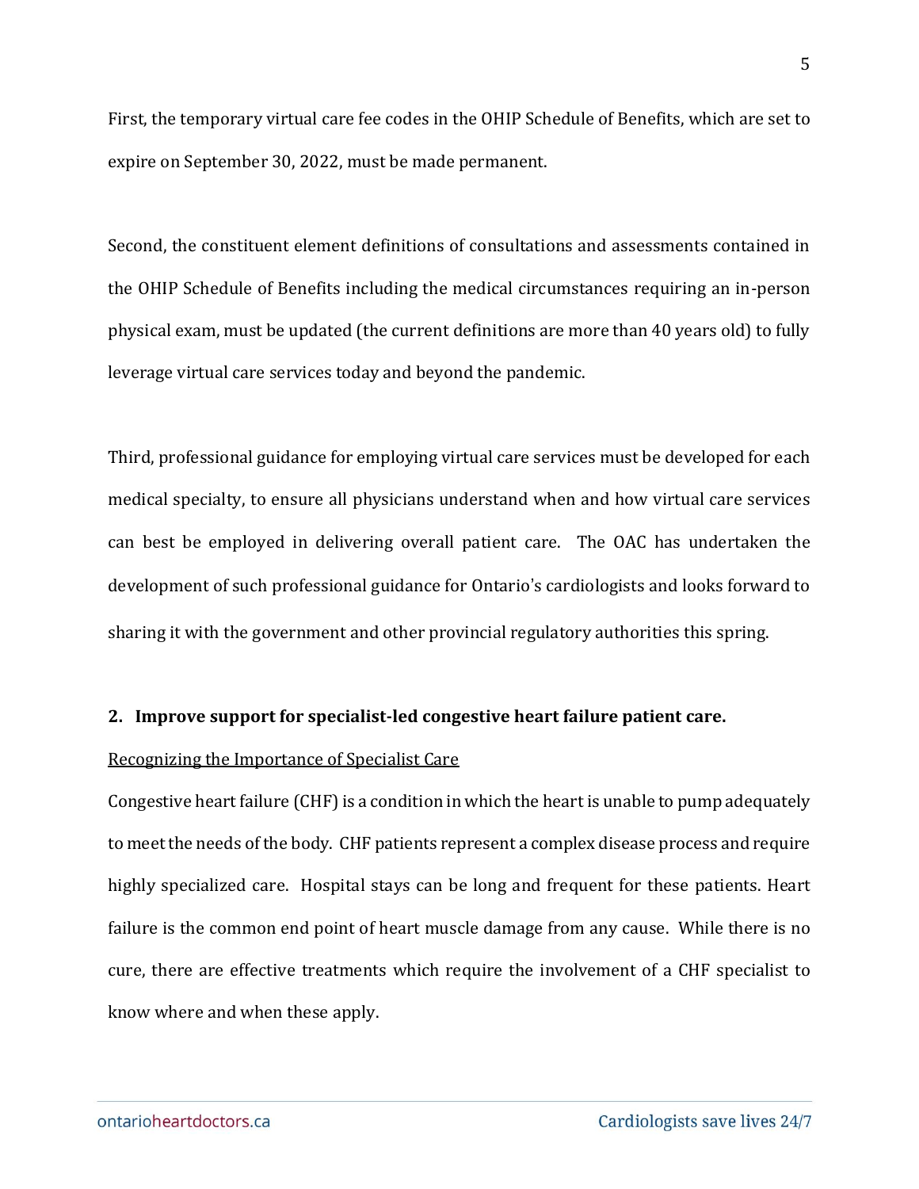First, the temporary virtual care fee codes in the OHIP Schedule of Benefits, which are set to expire on September 30, 2022, must be made permanent.

Second, the constituent element definitions of consultations and assessments contained in the OHIP Schedule of Benefits including the medical circumstances requiring an in-person physical exam, must be updated (the current definitions are more than 40 years old) to fully leverage virtual care services today and beyond the pandemic.

Third, professional guidance for employing virtual care services must be developed for each medical specialty, to ensure all physicians understand when and how virtual care services can best be employed in delivering overall patient care. The OAC has undertaken the development of such professional guidance for Ontario's cardiologists and looks forward to sharing it with the government and other provincial regulatory authorities this spring.

**2. Improve support for specialist-led congestive heart failure patient care.**

<u>Recognizing the Importance of Specialist Care</u>

Congestive heart failure (CHF) is a condition in which the heart is unable to pump adequately to meet the needs of the body. CHF patients represent a complex disease process and require highly specialized care. Hospital stays can be long and frequent for these patients. Heart failure is the common end point of heart muscle damage from any cause. While there is no cure, there are effective treatments which require the involvement of a CHF specialist to know where and when these apply.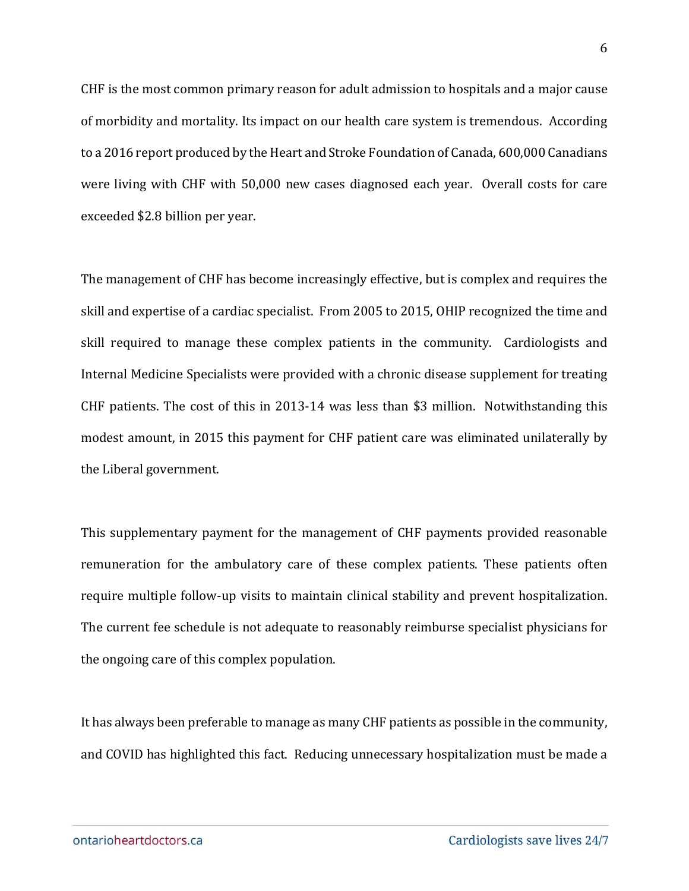CHF is the most common primary reason for adult admission to hospitals and a major cause of morbidity and mortality. Its impact on our health care system is tremendous. According to a 2016 report produced by the Heart and Stroke Foundation of Canada, 600,000 Canadians were living with CHF with 50,000 new cases diagnosed each year. Overall costs for care exceeded $2.8 billion per year.

The management of CHF has become increasingly effective, but is complex and requires the skill and expertise of a cardiac specialist. From 2005 to 2015, OHIP recognized the time and skill required to manage these complex patients in the community. Cardiologists and Internal Medicine Specialists were provided with a chronic disease supplement for treating CHF patients. The cost of this in 2013-14 was less than $3 million. Notwithstanding this modest amount, in 2015 this payment for CHF patient care was eliminated unilaterally by the Liberal government.

This supplementary payment for the management of CHF payments provided reasonable remuneration for the ambulatory care of these complex patients. These patients often require multiple follow-up visits to maintain clinical stability and prevent hospitalization. The current fee schedule is not adequate to reasonably reimburse specialist physicians for the ongoing care of this complex population.

It has always been preferable to manage as many CHF patients as possible in the community, and COVID has highlighted this fact. Reducing unnecessary hospitalization must be made a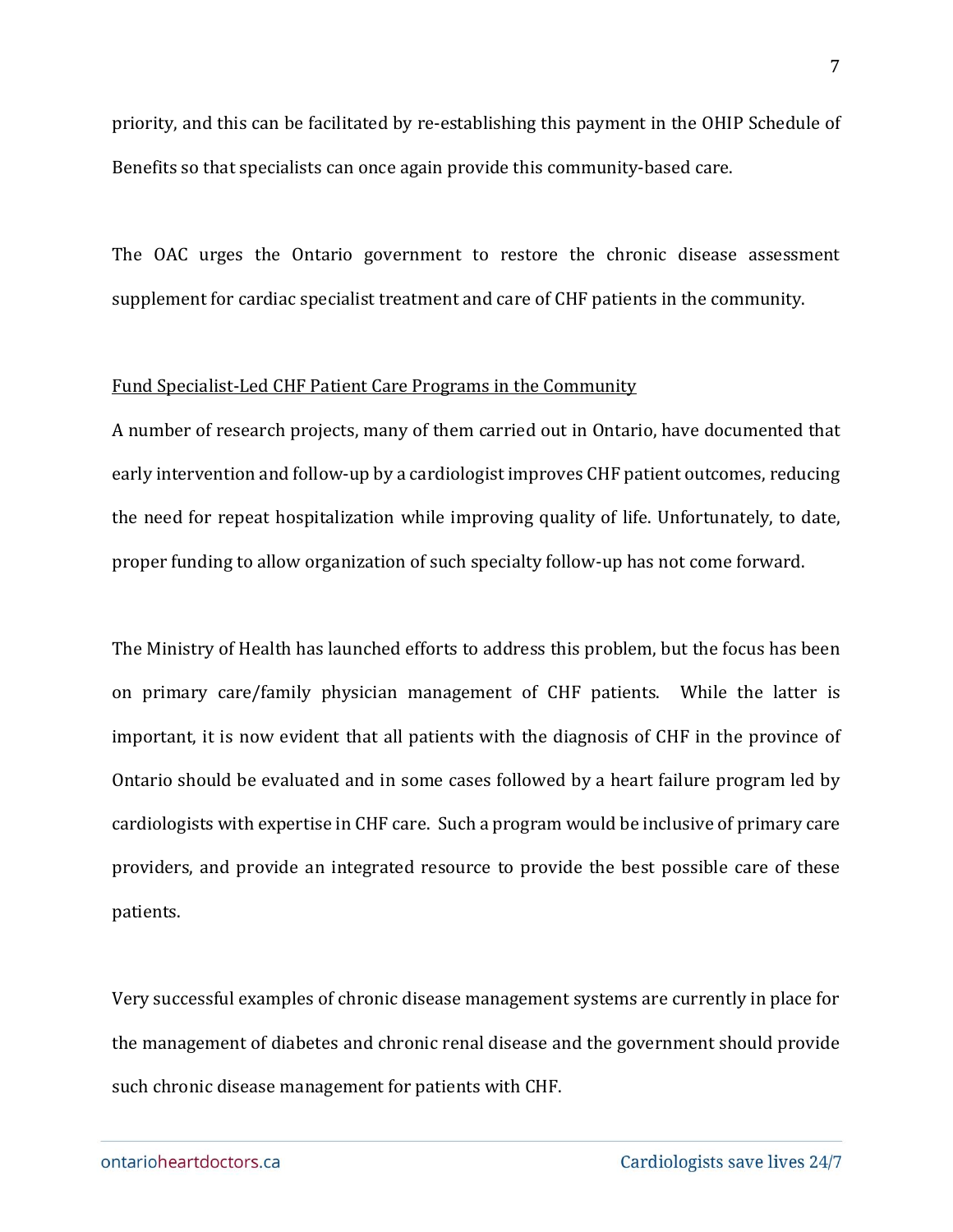priority, and this can be facilitated by re-establishing this payment in the OHIP Schedule of Benefits so that specialists can once again provide this community-based care.

The OAC urges the Ontario government to restore the chronic disease assessment supplement for cardiac specialist treatment and care of CHF patients in the community.

<u>Fund Specialist-Led CHF Patient Care Programs in the Community</u>

A number of research projects, many of them carried out in Ontario, have documented that early intervention and follow-up by a cardiologist improves CHF patient outcomes, reducing the need for repeat hospitalization while improving quality of life. Unfortunately, to date, proper funding to allow organization of such specialty follow-up has not come forward.

The Ministry of Health has launched efforts to address this problem, but the focus has been on primary care/family physician management of CHF patients. While the latter is important, it is now evident that all patients with the diagnosis of CHF in the province of Ontario should be evaluated and in some cases followed by a heart failure program led by cardiologists with expertise in CHF care. Such a program would be inclusive of primary care providers, and provide an integrated resource to provide the best possible care of these patients.

Very successful examples of chronic disease management systems are currently in place for the management of diabetes and chronic renal disease and the government should provide such chronic disease management for patients with CHF.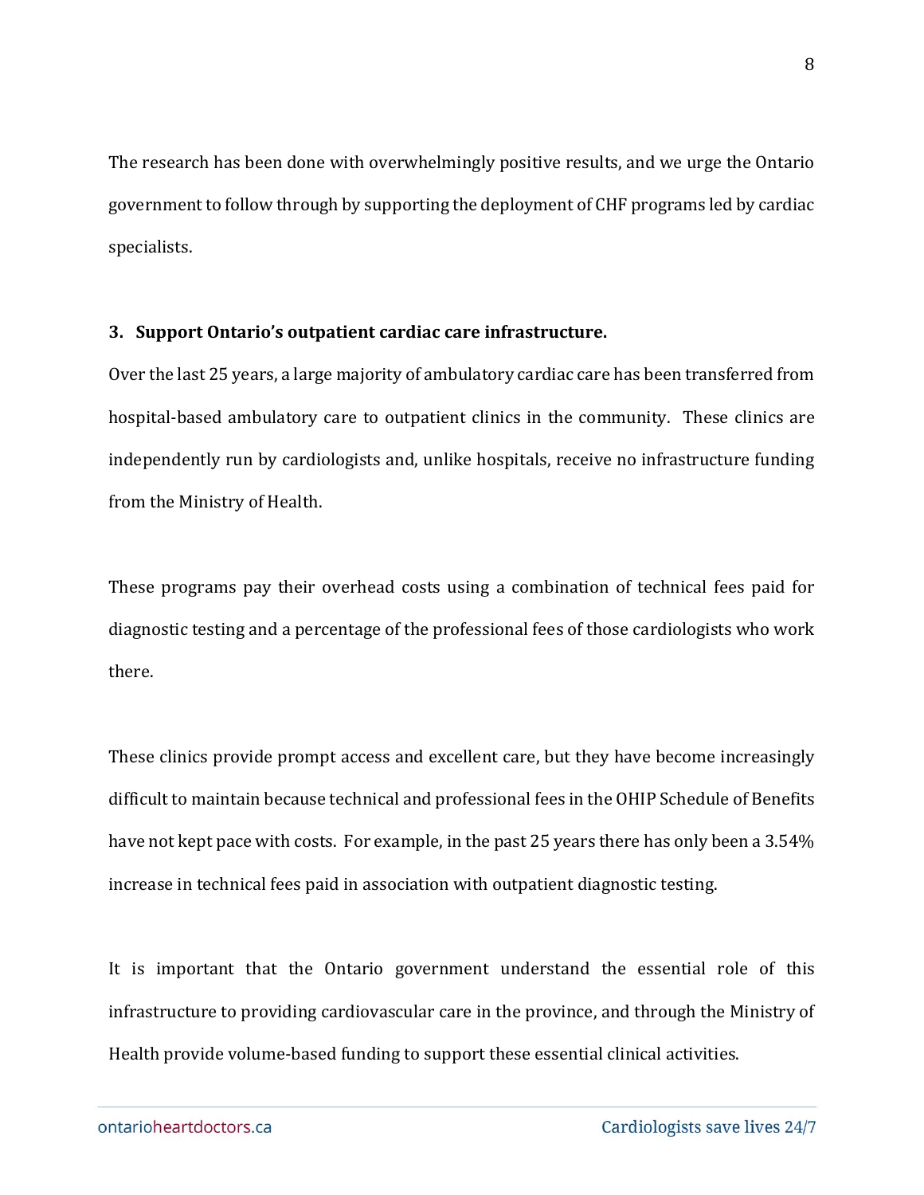The research has been done with overwhelmingly positive results, and we urge the Ontario government to follow through by supporting the deployment of CHF programs led by cardiac specialists.

**3. Support Ontario's outpatient cardiac care infrastructure.**

Over the last 25 years, a large majority of ambulatory cardiac care has been transferred from hospital-based ambulatory care to outpatient clinics in the community. These clinics are independently run by cardiologists and, unlike hospitals, receive no infrastructure funding from the Ministry of Health.

These programs pay their overhead costs using a combination of technical fees paid for diagnostic testing and a percentage of the professional fees of those cardiologists who work there.

These clinics provide prompt access and excellent care, but they have become increasingly difficult to maintain because technical and professional fees in the OHIP Schedule of Benefits have not kept pace with costs. For example, in the past 25 years there has only been a 3.54% increase in technical fees paid in association with outpatient diagnostic testing.

It is important that the Ontario government understand the essential role of this infrastructure to providing cardiovascular care in the province, and through the Ministry of Health provide volume-based funding to support these essential clinical activities.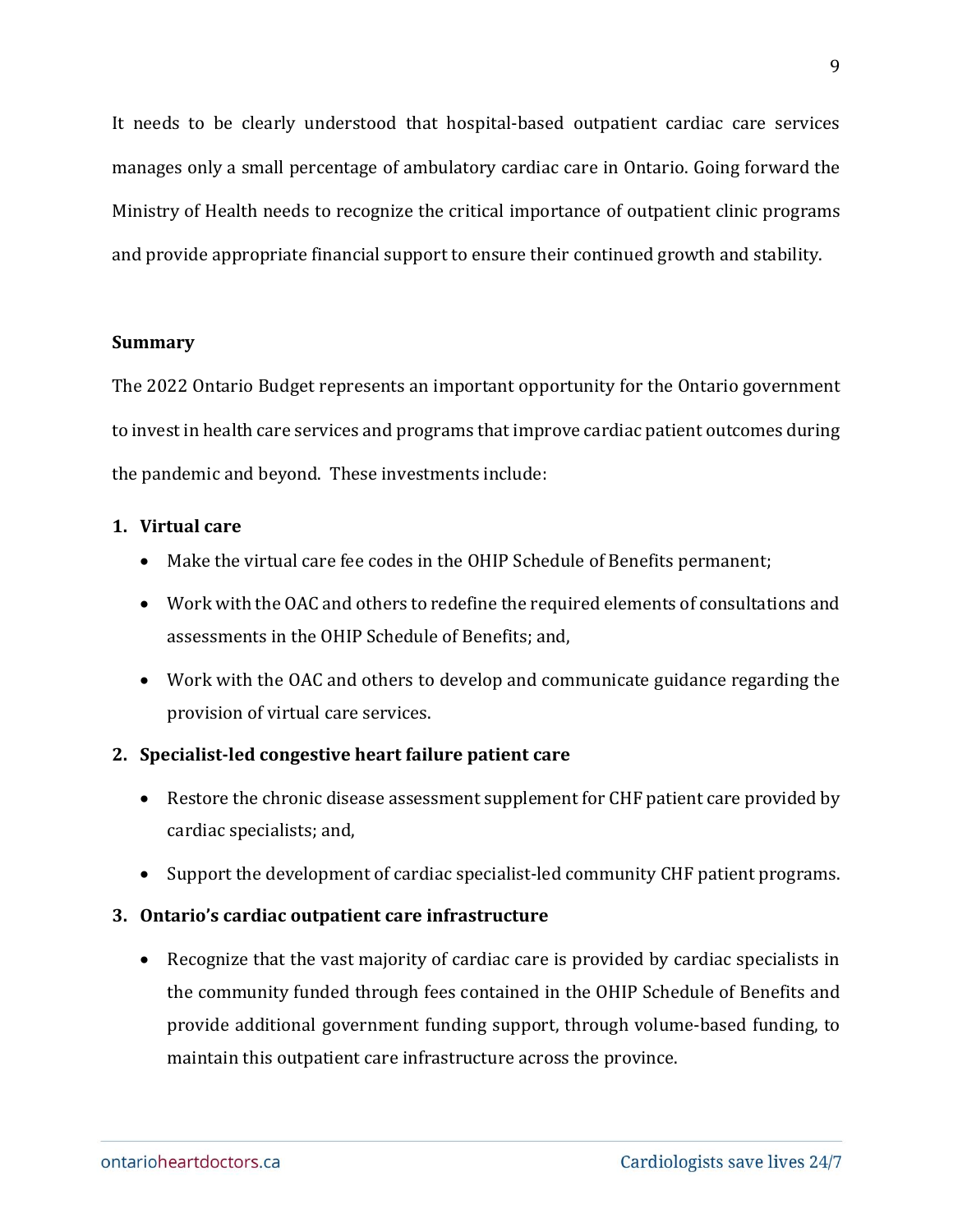It needs to be clearly understood that hospital-based outpatient cardiac care services manages only a small percentage of ambulatory cardiac care in Ontario. Going forward the Ministry of Health needs to recognize the critical importance of outpatient clinic programs and provide appropriate financial support to ensure their continued growth and stability.

**Summary**

The 2022 Ontario Budget represents an important opportunity for the Ontario government to invest in health care services and programs that improve cardiac patient outcomes during the pandemic and beyond. These investments include:

1. **Virtual care**
   - Make the virtual care fee codes in the OHIP Schedule of Benefits permanent;
   - Work with the OAC and others to redefine the required elements of consultations and assessments in the OHIP Schedule of Benefits; and,
   - Work with the OAC and others to develop and communicate guidance regarding the provision of virtual care services.
2. **Specialist-led congestive heart failure patient care**
   - Restore the chronic disease assessment supplement for CHF patient care provided by cardiac specialists; and,
   - Support the development of cardiac specialist-led community CHF patient programs.
3. **Ontario's cardiac outpatient care infrastructure**
   - Recognize that the vast majority of cardiac care is provided by cardiac specialists in the community funded through fees contained in the OHIP Schedule of Benefits and provide additional government funding support, through volume-based funding, to maintain this outpatient care infrastructure across the province.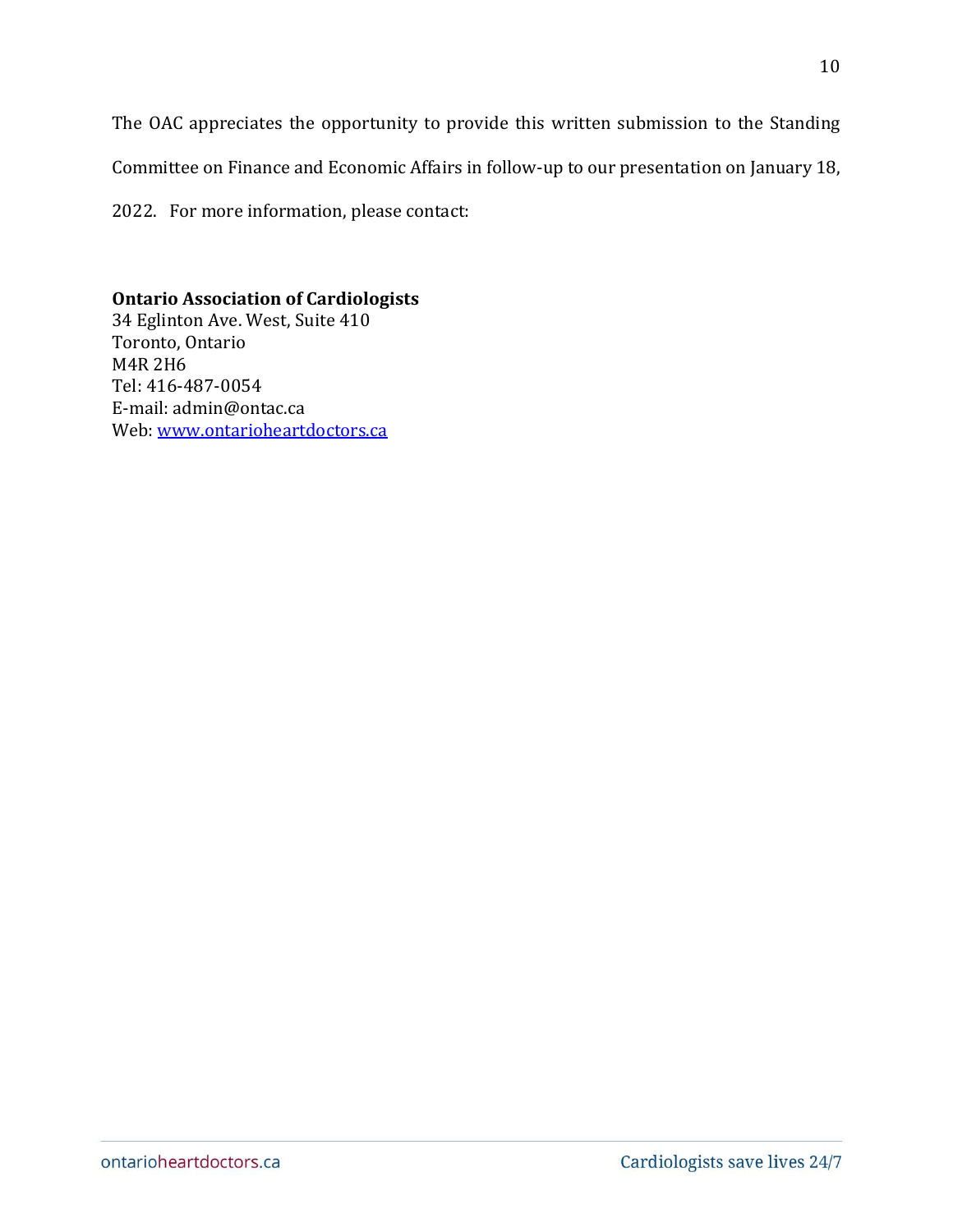The OAC appreciates the opportunity to provide this written submission to the Standing Committee on Finance and Economic Affairs in follow-up to our presentation on January 18, 2022. For more information, please contact:

**Ontario Association of Cardiologists**
34 Eglinton Ave. West, Suite 410
Toronto, Ontario
M4R 2H6
Tel: 416-487-0054
E-mail: admin@ontac.ca
Web: [www.ontarioheartdoctors.ca](http://www.ontarioheartdoctors.ca)